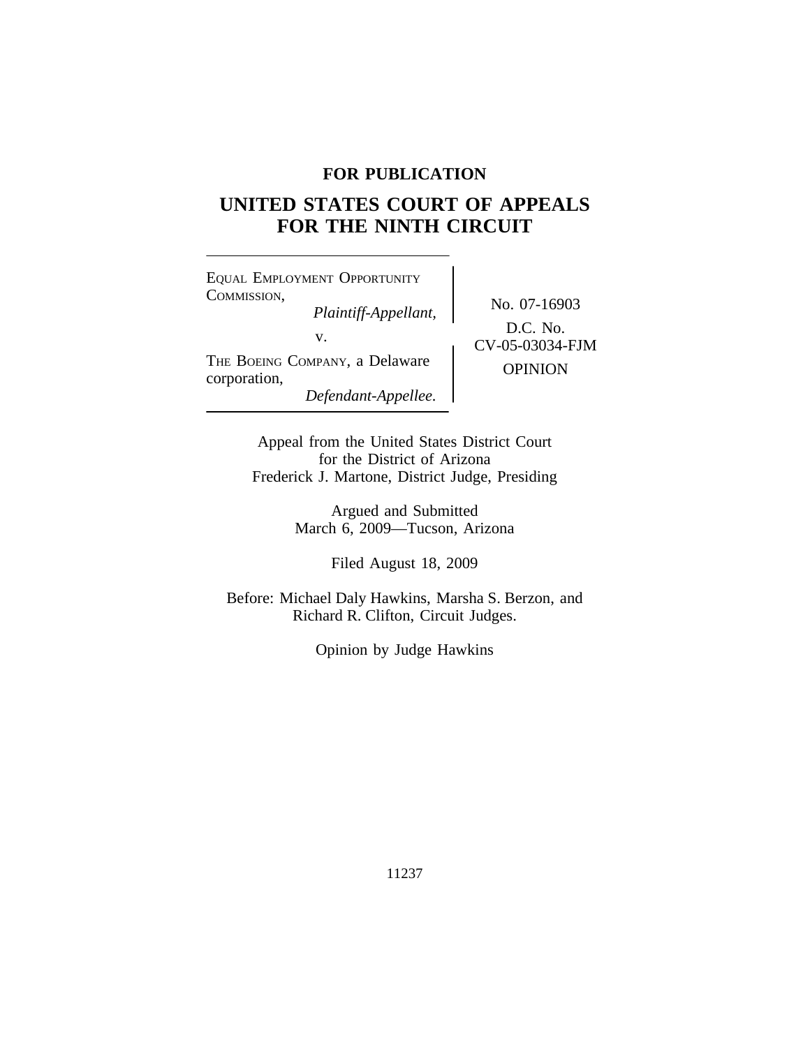**FOR PUBLICATION**

# UNITED STATES COURT OF APPEALS FOR THE NINTH CIRCUIT

EQUAL EMPLOYMENT OPPORTUNITY COMMISSION,
*Plaintiff-Appellant,*

v.

THE BOEING COMPANY, a Delaware corporation,
*Defendant-Appellee.*

No. 07-16903

D.C. No. CV-05-03034-FJM

OPINION

Appeal from the United States District Court for the District of Arizona
Frederick J. Martone, District Judge, Presiding

Argued and Submitted
March 6, 2009—Tucson, Arizona

Filed August 18, 2009

Before: Michael Daly Hawkins, Marsha S. Berzon, and Richard R. Clifton, Circuit Judges.

Opinion by Judge Hawkins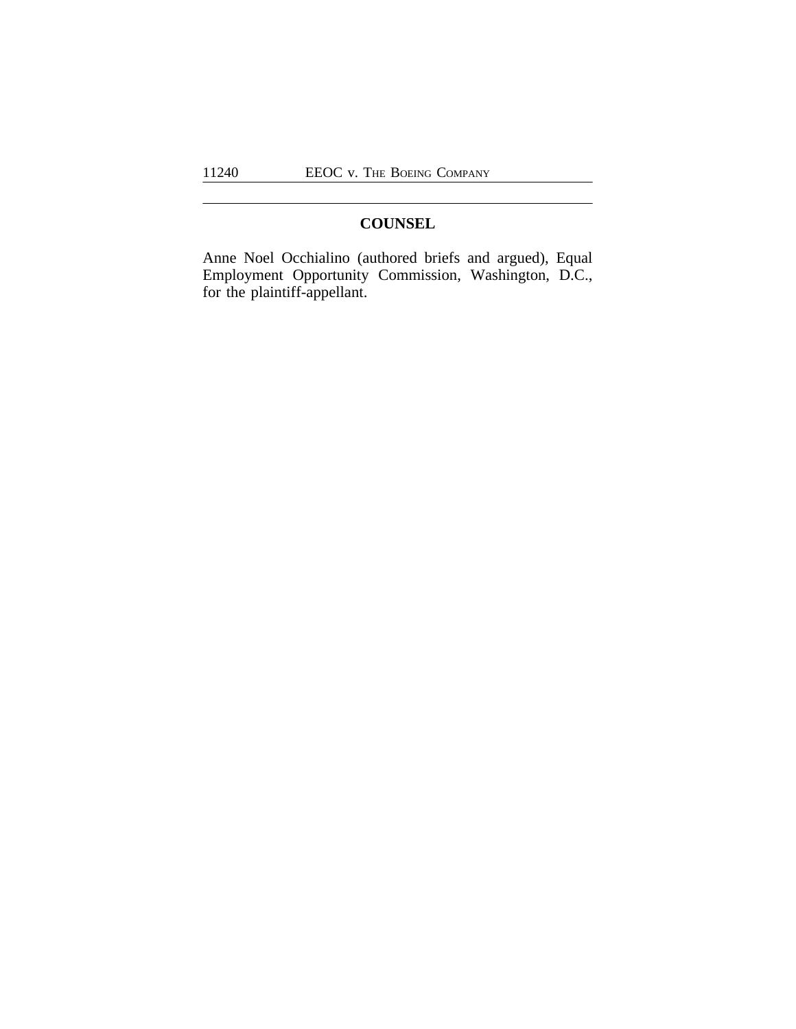## COUNSEL

Anne Noel Occhialino (authored briefs and argued), Equal Employment Opportunity Commission, Washington, D.C., for the plaintiff-appellant.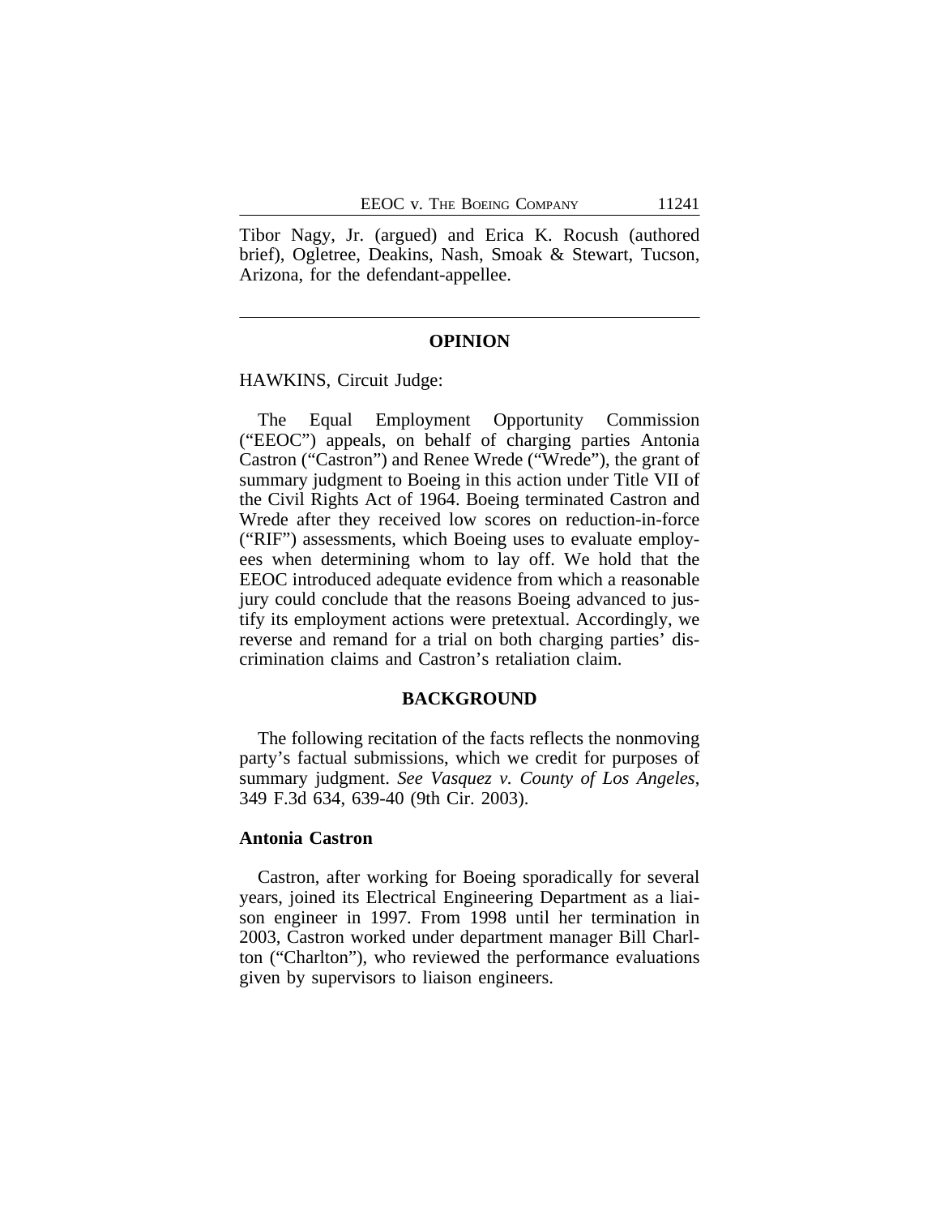Tibor Nagy, Jr. (argued) and Erica K. Rocush (authored brief), Ogletree, Deakins, Nash, Smoak & Stewart, Tucson, Arizona, for the defendant-appellee.

---

## OPINION

HAWKINS, Circuit Judge:

The Equal Employment Opportunity Commission ("EEOC") appeals, on behalf of charging parties Antonia Castron ("Castron") and Renee Wrede ("Wrede"), the grant of summary judgment to Boeing in this action under Title VII of the Civil Rights Act of 1964. Boeing terminated Castron and Wrede after they received low scores on reduction-in-force ("RIF") assessments, which Boeing uses to evaluate employees when determining whom to lay off. We hold that the EEOC introduced adequate evidence from which a reasonable jury could conclude that the reasons Boeing advanced to justify its employment actions were pretextual. Accordingly, we reverse and remand for a trial on both charging parties' discrimination claims and Castron's retaliation claim.

## BACKGROUND

The following recitation of the facts reflects the nonmoving party's factual submissions, which we credit for purposes of summary judgment. *See Vasquez v. County of Los Angeles*, 349 F.3d 634, 639-40 (9th Cir. 2003).

### Antonia Castron

Castron, after working for Boeing sporadically for several years, joined its Electrical Engineering Department as a liaison engineer in 1997. From 1998 until her termination in 2003, Castron worked under department manager Bill Charlton ("Charlton"), who reviewed the performance evaluations given by supervisors to liaison engineers.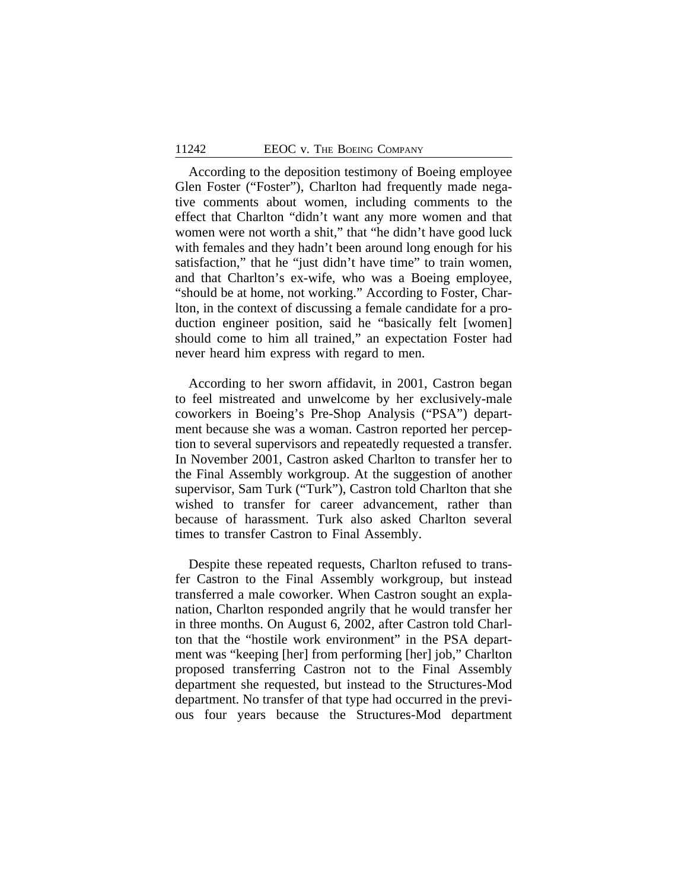According to the deposition testimony of Boeing employee Glen Foster ("Foster"), Charlton had frequently made negative comments about women, including comments to the effect that Charlton "didn't want any more women and that women were not worth a shit," that "he didn't have good luck with females and they hadn't been around long enough for his satisfaction," that he "just didn't have time" to train women, and that Charlton's ex-wife, who was a Boeing employee, "should be at home, not working." According to Foster, Charlton, in the context of discussing a female candidate for a production engineer position, said he "basically felt [women] should come to him all trained," an expectation Foster had never heard him express with regard to men.

According to her sworn affidavit, in 2001, Castron began to feel mistreated and unwelcome by her exclusively-male coworkers in Boeing's Pre-Shop Analysis ("PSA") department because she was a woman. Castron reported her perception to several supervisors and repeatedly requested a transfer. In November 2001, Castron asked Charlton to transfer her to the Final Assembly workgroup. At the suggestion of another supervisor, Sam Turk ("Turk"), Castron told Charlton that she wished to transfer for career advancement, rather than because of harassment. Turk also asked Charlton several times to transfer Castron to Final Assembly.

Despite these repeated requests, Charlton refused to transfer Castron to the Final Assembly workgroup, but instead transferred a male coworker. When Castron sought an explanation, Charlton responded angrily that he would transfer her in three months. On August 6, 2002, after Castron told Charlton that the "hostile work environment" in the PSA department was "keeping [her] from performing [her] job," Charlton proposed transferring Castron not to the Final Assembly department she requested, but instead to the Structures-Mod department. No transfer of that type had occurred in the previous four years because the Structures-Mod department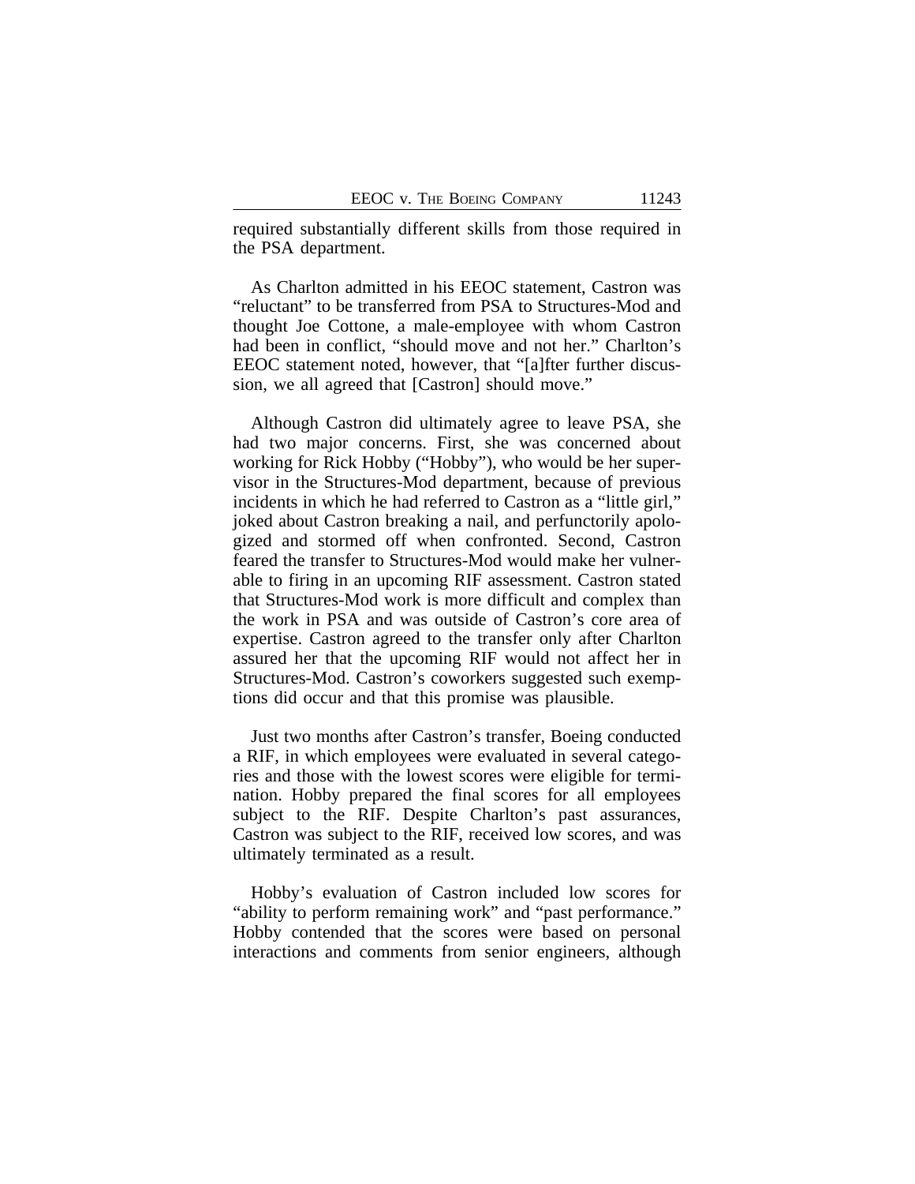required substantially different skills from those required in the PSA department.

As Charlton admitted in his EEOC statement, Castron was "reluctant" to be transferred from PSA to Structures-Mod and thought Joe Cottone, a male-employee with whom Castron had been in conflict, "should move and not her." Charlton's EEOC statement noted, however, that "[a]fter further discussion, we all agreed that [Castron] should move."

Although Castron did ultimately agree to leave PSA, she had two major concerns. First, she was concerned about working for Rick Hobby ("Hobby"), who would be her supervisor in the Structures-Mod department, because of previous incidents in which he had referred to Castron as a "little girl," joked about Castron breaking a nail, and perfunctorily apologized and stormed off when confronted. Second, Castron feared the transfer to Structures-Mod would make her vulnerable to firing in an upcoming RIF assessment. Castron stated that Structures-Mod work is more difficult and complex than the work in PSA and was outside of Castron's core area of expertise. Castron agreed to the transfer only after Charlton assured her that the upcoming RIF would not affect her in Structures-Mod. Castron's coworkers suggested such exemptions did occur and that this promise was plausible.

Just two months after Castron's transfer, Boeing conducted a RIF, in which employees were evaluated in several categories and those with the lowest scores were eligible for termination. Hobby prepared the final scores for all employees subject to the RIF. Despite Charlton's past assurances, Castron was subject to the RIF, received low scores, and was ultimately terminated as a result.

Hobby's evaluation of Castron included low scores for "ability to perform remaining work" and "past performance." Hobby contended that the scores were based on personal interactions and comments from senior engineers, although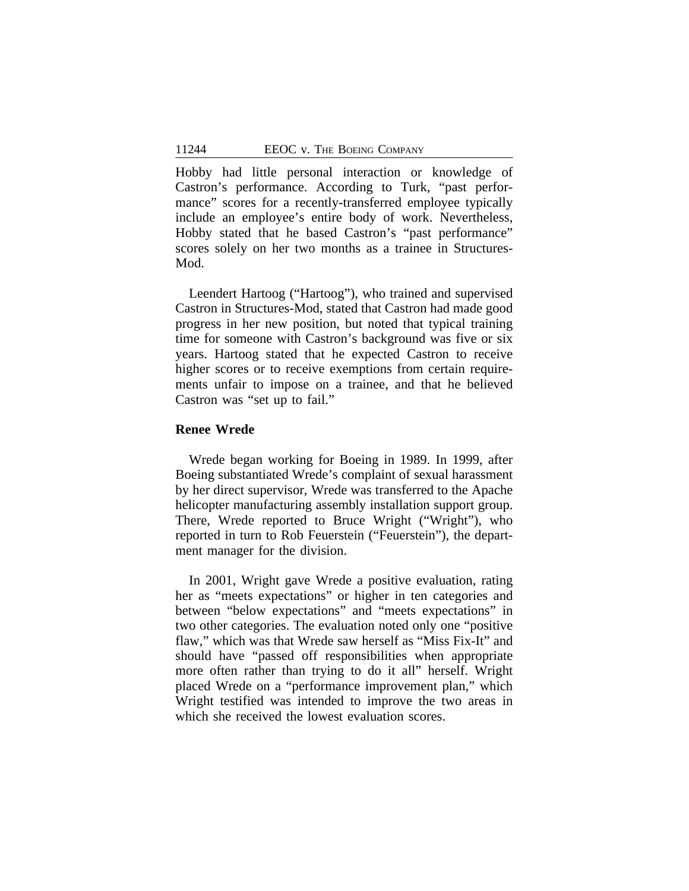Hobby had little personal interaction or knowledge of Castron's performance. According to Turk, "past performance" scores for a recently-transferred employee typically include an employee's entire body of work. Nevertheless, Hobby stated that he based Castron's "past performance" scores solely on her two months as a trainee in Structures-Mod.

Leendert Hartoog ("Hartoog"), who trained and supervised Castron in Structures-Mod, stated that Castron had made good progress in her new position, but noted that typical training time for someone with Castron's background was five or six years. Hartoog stated that he expected Castron to receive higher scores or to receive exemptions from certain requirements unfair to impose on a trainee, and that he believed Castron was "set up to fail."

**Renee Wrede**

Wrede began working for Boeing in 1989. In 1999, after Boeing substantiated Wrede's complaint of sexual harassment by her direct supervisor, Wrede was transferred to the Apache helicopter manufacturing assembly installation support group. There, Wrede reported to Bruce Wright ("Wright"), who reported in turn to Rob Feuerstein ("Feuerstein"), the department manager for the division.

In 2001, Wright gave Wrede a positive evaluation, rating her as "meets expectations" or higher in ten categories and between "below expectations" and "meets expectations" in two other categories. The evaluation noted only one "positive flaw," which was that Wrede saw herself as "Miss Fix-It" and should have "passed off responsibilities when appropriate more often rather than trying to do it all" herself. Wright placed Wrede on a "performance improvement plan," which Wright testified was intended to improve the two areas in which she received the lowest evaluation scores.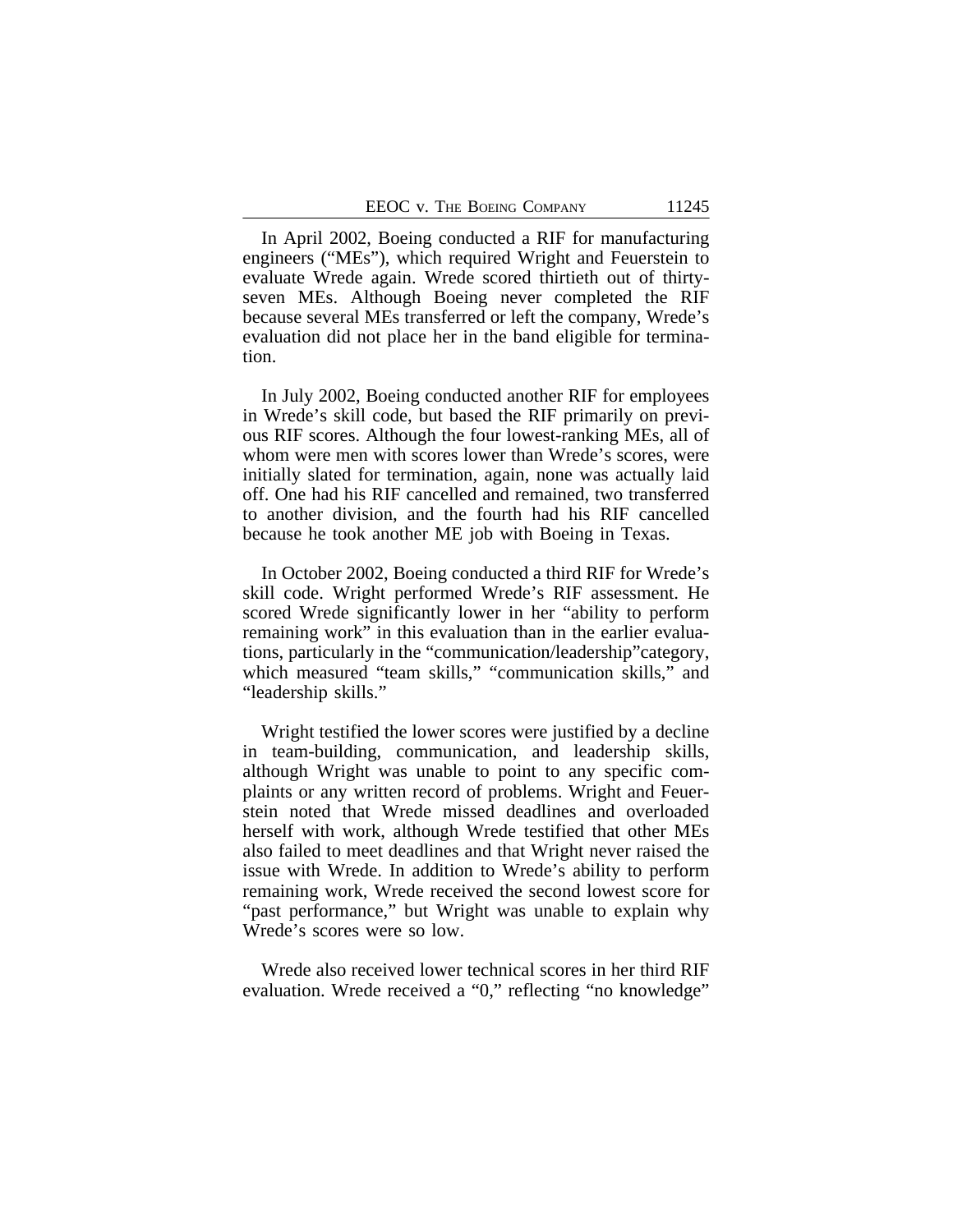In April 2002, Boeing conducted a RIF for manufacturing engineers ("MEs"), which required Wright and Feuerstein to evaluate Wrede again. Wrede scored thirtieth out of thirty-seven MEs. Although Boeing never completed the RIF because several MEs transferred or left the company, Wrede's evaluation did not place her in the band eligible for termination.

In July 2002, Boeing conducted another RIF for employees in Wrede's skill code, but based the RIF primarily on previous RIF scores. Although the four lowest-ranking MEs, all of whom were men with scores lower than Wrede's scores, were initially slated for termination, again, none was actually laid off. One had his RIF cancelled and remained, two transferred to another division, and the fourth had his RIF cancelled because he took another ME job with Boeing in Texas.

In October 2002, Boeing conducted a third RIF for Wrede's skill code. Wright performed Wrede's RIF assessment. He scored Wrede significantly lower in her "ability to perform remaining work" in this evaluation than in the earlier evaluations, particularly in the "communication/leadership" category, which measured "team skills," "communication skills," and "leadership skills."

Wright testified the lower scores were justified by a decline in team-building, communication, and leadership skills, although Wright was unable to point to any specific complaints or any written record of problems. Wright and Feuerstein noted that Wrede missed deadlines and overloaded herself with work, although Wrede testified that other MEs also failed to meet deadlines and that Wright never raised the issue with Wrede. In addition to Wrede's ability to perform remaining work, Wrede received the second lowest score for "past performance," but Wright was unable to explain why Wrede's scores were so low.

Wrede also received lower technical scores in her third RIF evaluation. Wrede received a "0," reflecting "no knowledge"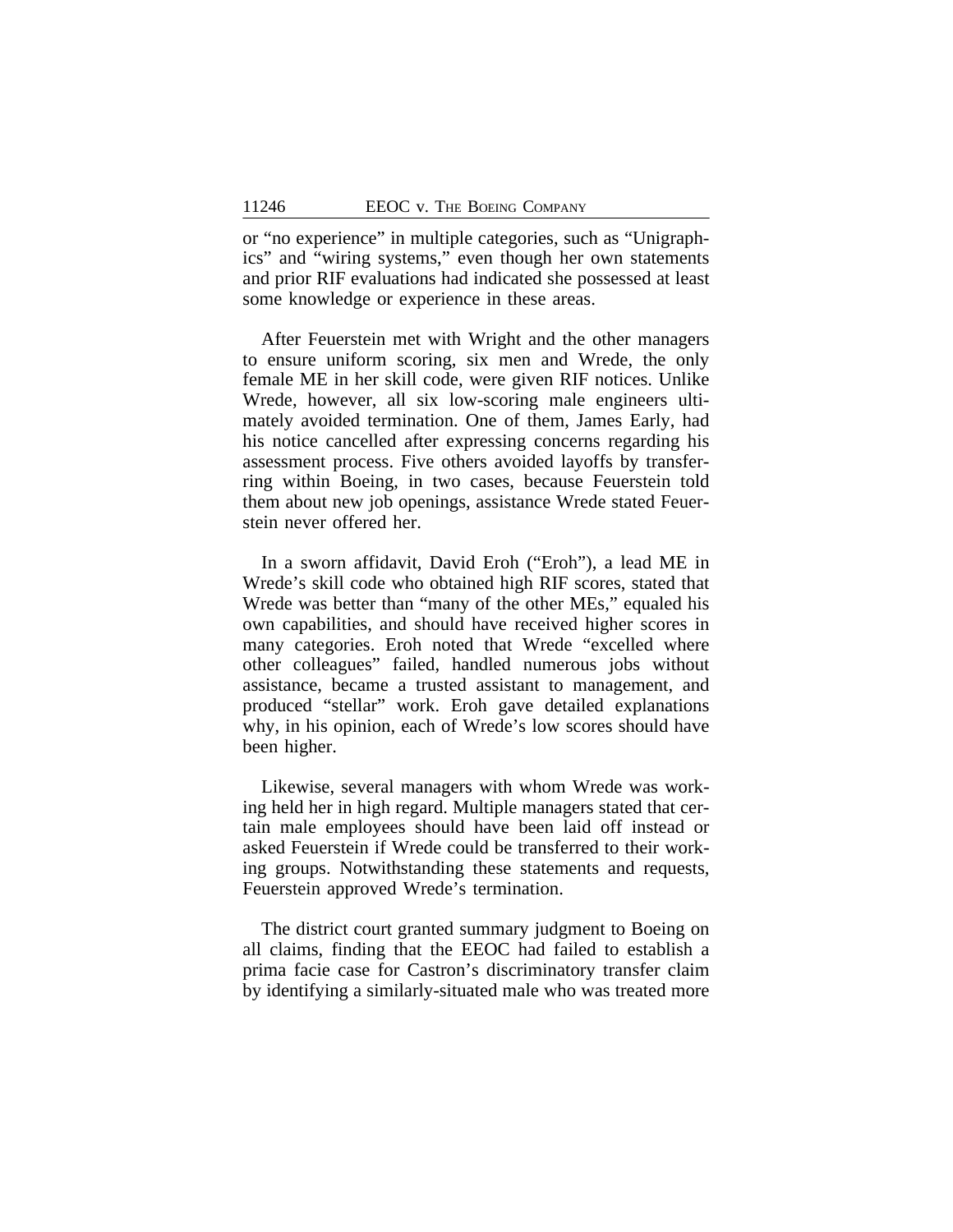or "no experience" in multiple categories, such as "Unigraphics" and "wiring systems," even though her own statements and prior RIF evaluations had indicated she possessed at least some knowledge or experience in these areas.

After Feuerstein met with Wright and the other managers to ensure uniform scoring, six men and Wrede, the only female ME in her skill code, were given RIF notices. Unlike Wrede, however, all six low-scoring male engineers ultimately avoided termination. One of them, James Early, had his notice cancelled after expressing concerns regarding his assessment process. Five others avoided layoffs by transferring within Boeing, in two cases, because Feuerstein told them about new job openings, assistance Wrede stated Feuerstein never offered her.

In a sworn affidavit, David Eroh ("Eroh"), a lead ME in Wrede's skill code who obtained high RIF scores, stated that Wrede was better than "many of the other MEs," equaled his own capabilities, and should have received higher scores in many categories. Eroh noted that Wrede "excelled where other colleagues" failed, handled numerous jobs without assistance, became a trusted assistant to management, and produced "stellar" work. Eroh gave detailed explanations why, in his opinion, each of Wrede's low scores should have been higher.

Likewise, several managers with whom Wrede was working held her in high regard. Multiple managers stated that certain male employees should have been laid off instead or asked Feuerstein if Wrede could be transferred to their working groups. Notwithstanding these statements and requests, Feuerstein approved Wrede's termination.

The district court granted summary judgment to Boeing on all claims, finding that the EEOC had failed to establish a prima facie case for Castron's discriminatory transfer claim by identifying a similarly-situated male who was treated more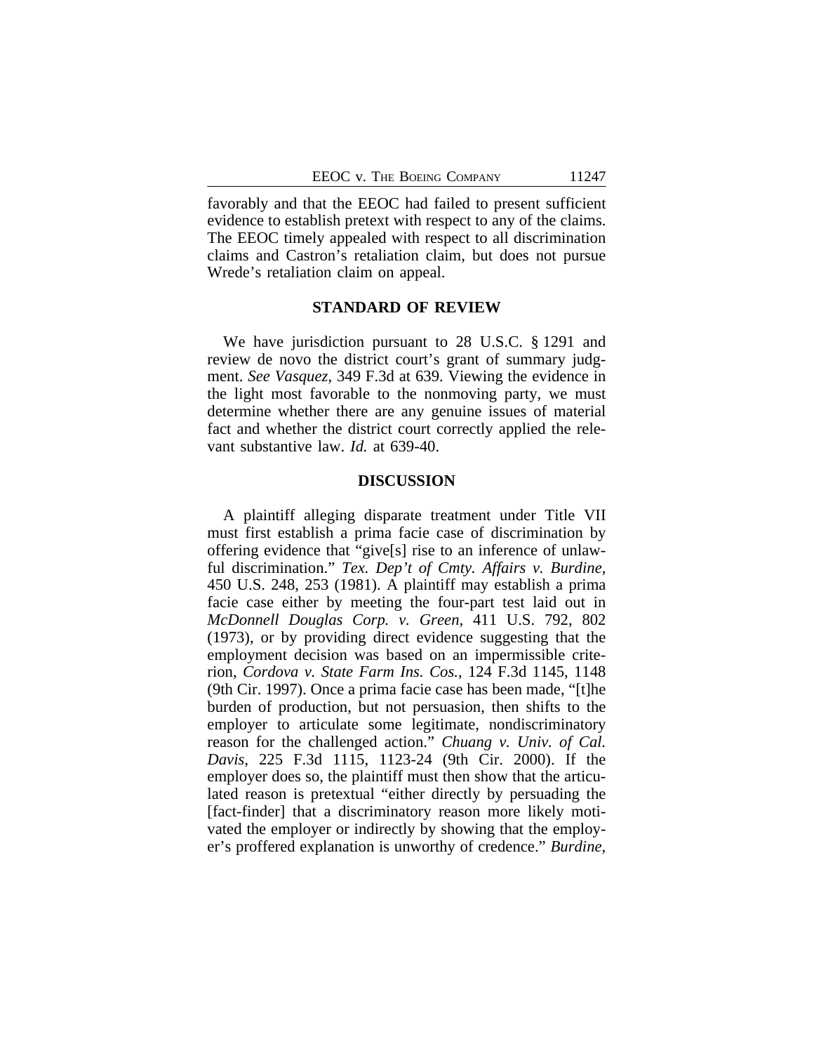favorably and that the EEOC had failed to present sufficient evidence to establish pretext with respect to any of the claims. The EEOC timely appealed with respect to all discrimination claims and Castron's retaliation claim, but does not pursue Wrede's retaliation claim on appeal.

## STANDARD OF REVIEW

We have jurisdiction pursuant to 28 U.S.C. § 1291 and review de novo the district court's grant of summary judgment. *See Vasquez*, 349 F.3d at 639. Viewing the evidence in the light most favorable to the nonmoving party, we must determine whether there are any genuine issues of material fact and whether the district court correctly applied the relevant substantive law. *Id.* at 639-40.

## DISCUSSION

A plaintiff alleging disparate treatment under Title VII must first establish a prima facie case of discrimination by offering evidence that "give[s] rise to an inference of unlawful discrimination." *Tex. Dep't of Cmty. Affairs v. Burdine*, 450 U.S. 248, 253 (1981). A plaintiff may establish a prima facie case either by meeting the four-part test laid out in *McDonnell Douglas Corp. v. Green*, 411 U.S. 792, 802 (1973), or by providing direct evidence suggesting that the employment decision was based on an impermissible criterion, *Cordova v. State Farm Ins. Cos.*, 124 F.3d 1145, 1148 (9th Cir. 1997). Once a prima facie case has been made, "[t]he burden of production, but not persuasion, then shifts to the employer to articulate some legitimate, nondiscriminatory reason for the challenged action." *Chuang v. Univ. of Cal. Davis*, 225 F.3d 1115, 1123-24 (9th Cir. 2000). If the employer does so, the plaintiff must then show that the articulated reason is pretextual "either directly by persuading the [fact-finder] that a discriminatory reason more likely motivated the employer or indirectly by showing that the employer's proffered explanation is unworthy of credence." *Burdine*,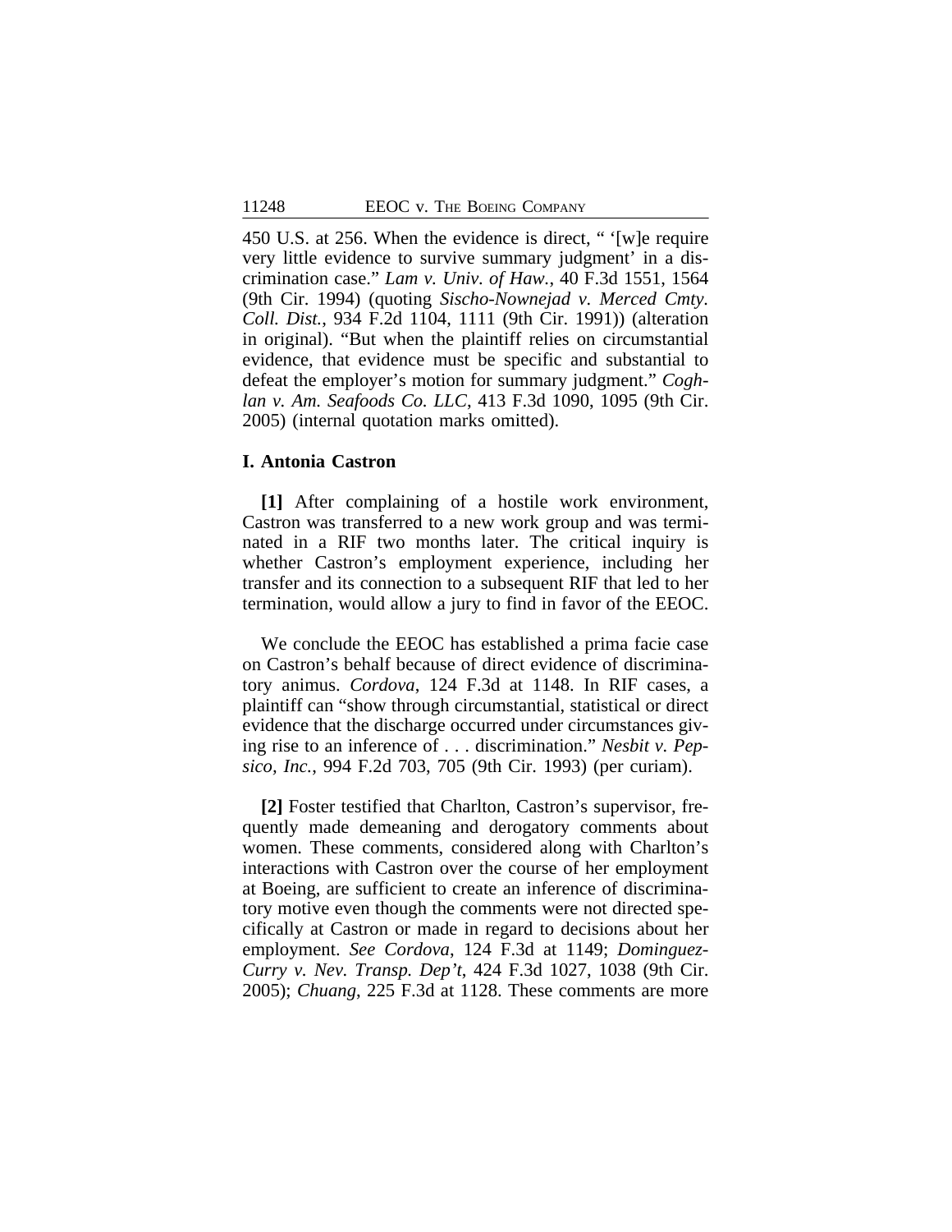450 U.S. at 256. When the evidence is direct, " '[w]e require very little evidence to survive summary judgment' in a discrimination case." *Lam v. Univ. of Haw.*, 40 F.3d 1551, 1564 (9th Cir. 1994) (quoting *Sischo-Nownejad v. Merced Cmty. Coll. Dist.*, 934 F.2d 1104, 1111 (9th Cir. 1991)) (alteration in original). "But when the plaintiff relies on circumstantial evidence, that evidence must be specific and substantial to defeat the employer's motion for summary judgment." *Coghlan v. Am. Seafoods Co. LLC*, 413 F.3d 1090, 1095 (9th Cir. 2005) (internal quotation marks omitted).

## I. Antonia Castron

**[1]** After complaining of a hostile work environment, Castron was transferred to a new work group and was terminated in a RIF two months later. The critical inquiry is whether Castron's employment experience, including her transfer and its connection to a subsequent RIF that led to her termination, would allow a jury to find in favor of the EEOC.

We conclude the EEOC has established a prima facie case on Castron's behalf because of direct evidence of discriminatory animus. *Cordova*, 124 F.3d at 1148. In RIF cases, a plaintiff can "show through circumstantial, statistical or direct evidence that the discharge occurred under circumstances giving rise to an inference of . . . discrimination." *Nesbit v. Pepsico, Inc.*, 994 F.2d 703, 705 (9th Cir. 1993) (per curiam).

**[2]** Foster testified that Charlton, Castron's supervisor, frequently made demeaning and derogatory comments about women. These comments, considered along with Charlton's interactions with Castron over the course of her employment at Boeing, are sufficient to create an inference of discriminatory motive even though the comments were not directed specifically at Castron or made in regard to decisions about her employment. *See Cordova*, 124 F.3d at 1149; *Dominguez-Curry v. Nev. Transp. Dep't*, 424 F.3d 1027, 1038 (9th Cir. 2005); *Chuang*, 225 F.3d at 1128. These comments are more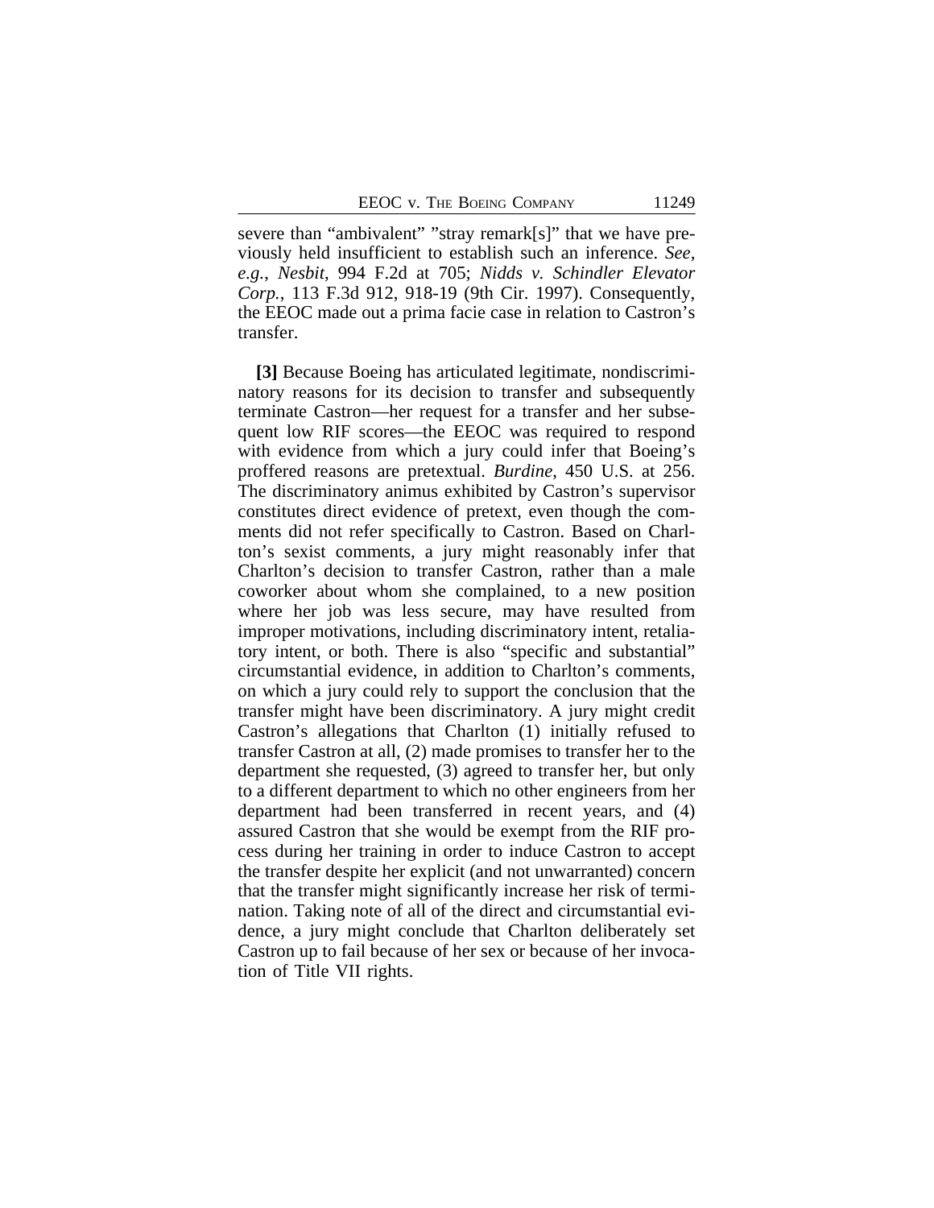severe than "ambivalent" "stray remark[s]" that we have previously held insufficient to establish such an inference. *See, e.g.*, *Nesbit*, 994 F.2d at 705; *Nidds v. Schindler Elevator Corp.*, 113 F.3d 912, 918-19 (9th Cir. 1997). Consequently, the EEOC made out a prima facie case in relation to Castron's transfer.

**[3]** Because Boeing has articulated legitimate, nondiscriminatory reasons for its decision to transfer and subsequently terminate Castron—her request for a transfer and her subsequent low RIF scores—the EEOC was required to respond with evidence from which a jury could infer that Boeing's proffered reasons are pretextual. *Burdine*, 450 U.S. at 256. The discriminatory animus exhibited by Castron's supervisor constitutes direct evidence of pretext, even though the comments did not refer specifically to Castron. Based on Charlton's sexist comments, a jury might reasonably infer that Charlton's decision to transfer Castron, rather than a male coworker about whom she complained, to a new position where her job was less secure, may have resulted from improper motivations, including discriminatory intent, retaliatory intent, or both. There is also "specific and substantial" circumstantial evidence, in addition to Charlton's comments, on which a jury could rely to support the conclusion that the transfer might have been discriminatory. A jury might credit Castron's allegations that Charlton (1) initially refused to transfer Castron at all, (2) made promises to transfer her to the department she requested, (3) agreed to transfer her, but only to a different department to which no other engineers from her department had been transferred in recent years, and (4) assured Castron that she would be exempt from the RIF process during her training in order to induce Castron to accept the transfer despite her explicit (and not unwarranted) concern that the transfer might significantly increase her risk of termination. Taking note of all of the direct and circumstantial evidence, a jury might conclude that Charlton deliberately set Castron up to fail because of her sex or because of her invocation of Title VII rights.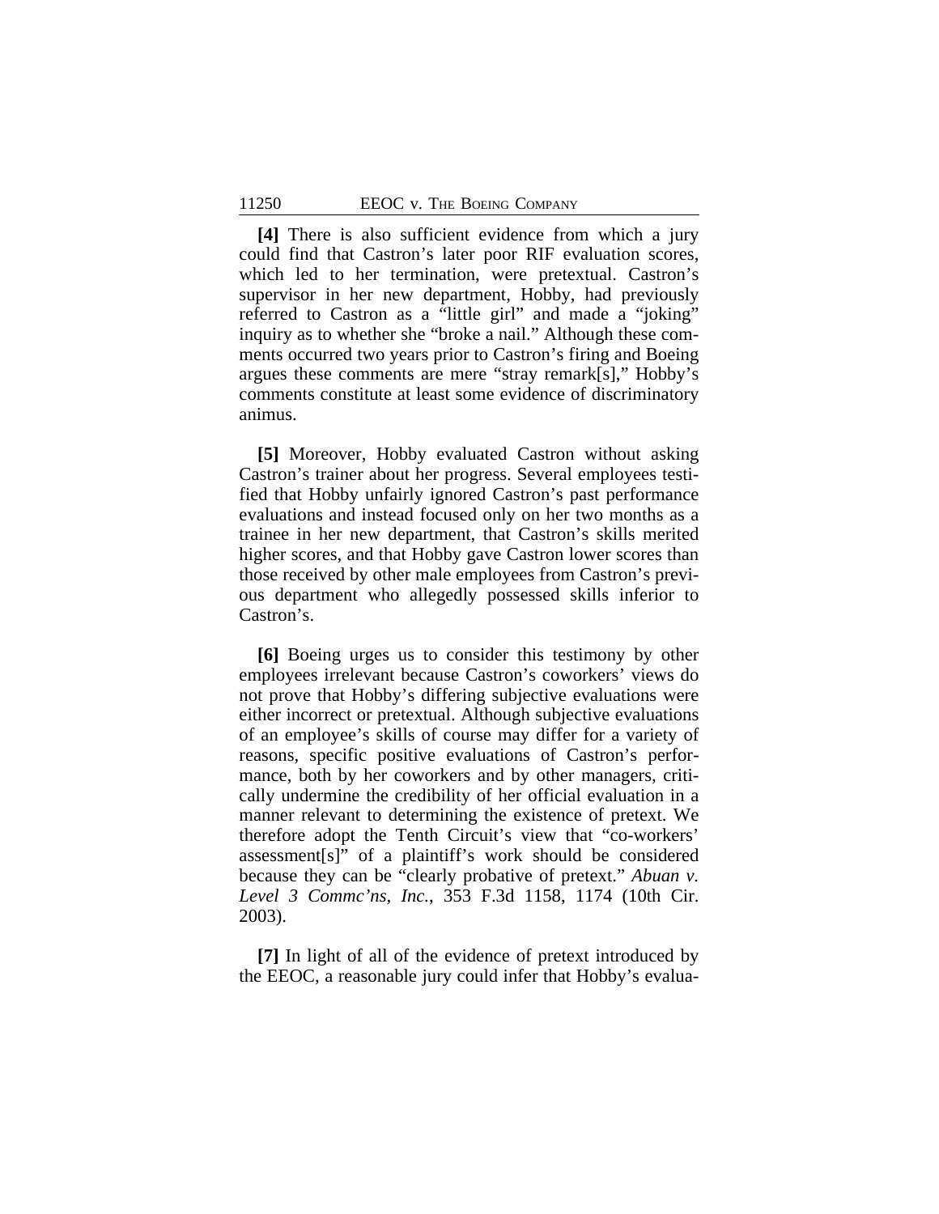**[4]** There is also sufficient evidence from which a jury could find that Castron's later poor RIF evaluation scores, which led to her termination, were pretextual. Castron's supervisor in her new department, Hobby, had previously referred to Castron as a "little girl" and made a "joking" inquiry as to whether she "broke a nail." Although these comments occurred two years prior to Castron's firing and Boeing argues these comments are mere "stray remark[s]," Hobby's comments constitute at least some evidence of discriminatory animus.

**[5]** Moreover, Hobby evaluated Castron without asking Castron's trainer about her progress. Several employees testified that Hobby unfairly ignored Castron's past performance evaluations and instead focused only on her two months as a trainee in her new department, that Castron's skills merited higher scores, and that Hobby gave Castron lower scores than those received by other male employees from Castron's previous department who allegedly possessed skills inferior to Castron's.

**[6]** Boeing urges us to consider this testimony by other employees irrelevant because Castron's coworkers' views do not prove that Hobby's differing subjective evaluations were either incorrect or pretextual. Although subjective evaluations of an employee's skills of course may differ for a variety of reasons, specific positive evaluations of Castron's performance, both by her coworkers and by other managers, critically undermine the credibility of her official evaluation in a manner relevant to determining the existence of pretext. We therefore adopt the Tenth Circuit's view that "co-workers' assessment[s]" of a plaintiff's work should be considered because they can be "clearly probative of pretext." *Abuan v. Level 3 Commc'ns, Inc.*, 353 F.3d 1158, 1174 (10th Cir. 2003).

**[7]** In light of all of the evidence of pretext introduced by the EEOC, a reasonable jury could infer that Hobby's evalua-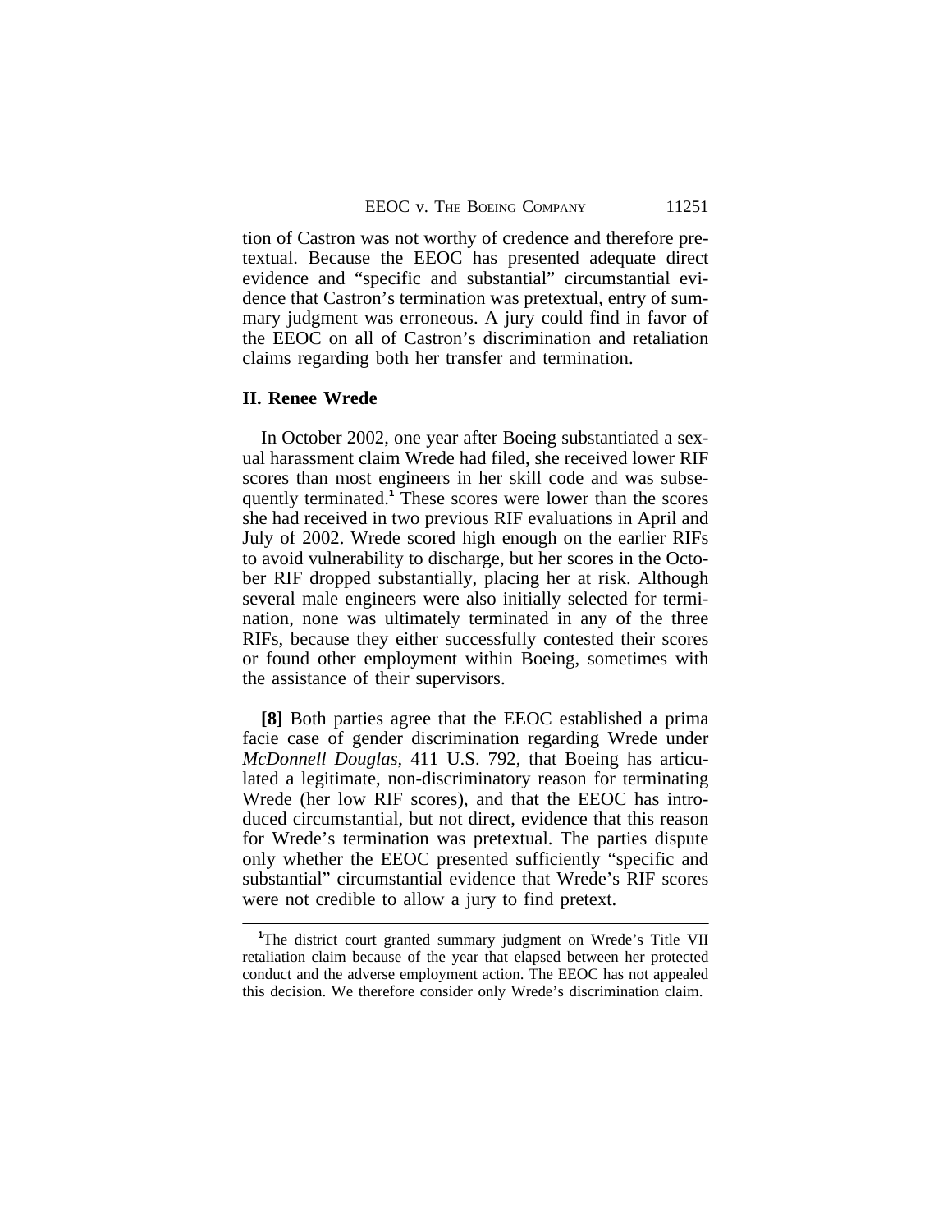tion of Castron was not worthy of credence and therefore pretextual. Because the EEOC has presented adequate direct evidence and "specific and substantial" circumstantial evidence that Castron's termination was pretextual, entry of summary judgment was erroneous. A jury could find in favor of the EEOC on all of Castron's discrimination and retaliation claims regarding both her transfer and termination.

## II. Renee Wrede

In October 2002, one year after Boeing substantiated a sexual harassment claim Wrede had filed, she received lower RIF scores than most engineers in her skill code and was subsequently terminated.[1] These scores were lower than the scores she had received in two previous RIF evaluations in April and July of 2002. Wrede scored high enough on the earlier RIFs to avoid vulnerability to discharge, but her scores in the October RIF dropped substantially, placing her at risk. Although several male engineers were also initially selected for termination, none was ultimately terminated in any of the three RIFs, because they either successfully contested their scores or found other employment within Boeing, sometimes with the assistance of their supervisors.

**[8]** Both parties agree that the EEOC established a prima facie case of gender discrimination regarding Wrede under *McDonnell Douglas*, 411 U.S. 792, that Boeing has articulated a legitimate, non-discriminatory reason for terminating Wrede (her low RIF scores), and that the EEOC has introduced circumstantial, but not direct, evidence that this reason for Wrede's termination was pretextual. The parties dispute only whether the EEOC presented sufficiently "specific and substantial" circumstantial evidence that Wrede's RIF scores were not credible to allow a jury to find pretext.

[1]The district court granted summary judgment on Wrede's Title VII retaliation claim because of the year that elapsed between her protected conduct and the adverse employment action. The EEOC has not appealed this decision. We therefore consider only Wrede's discrimination claim.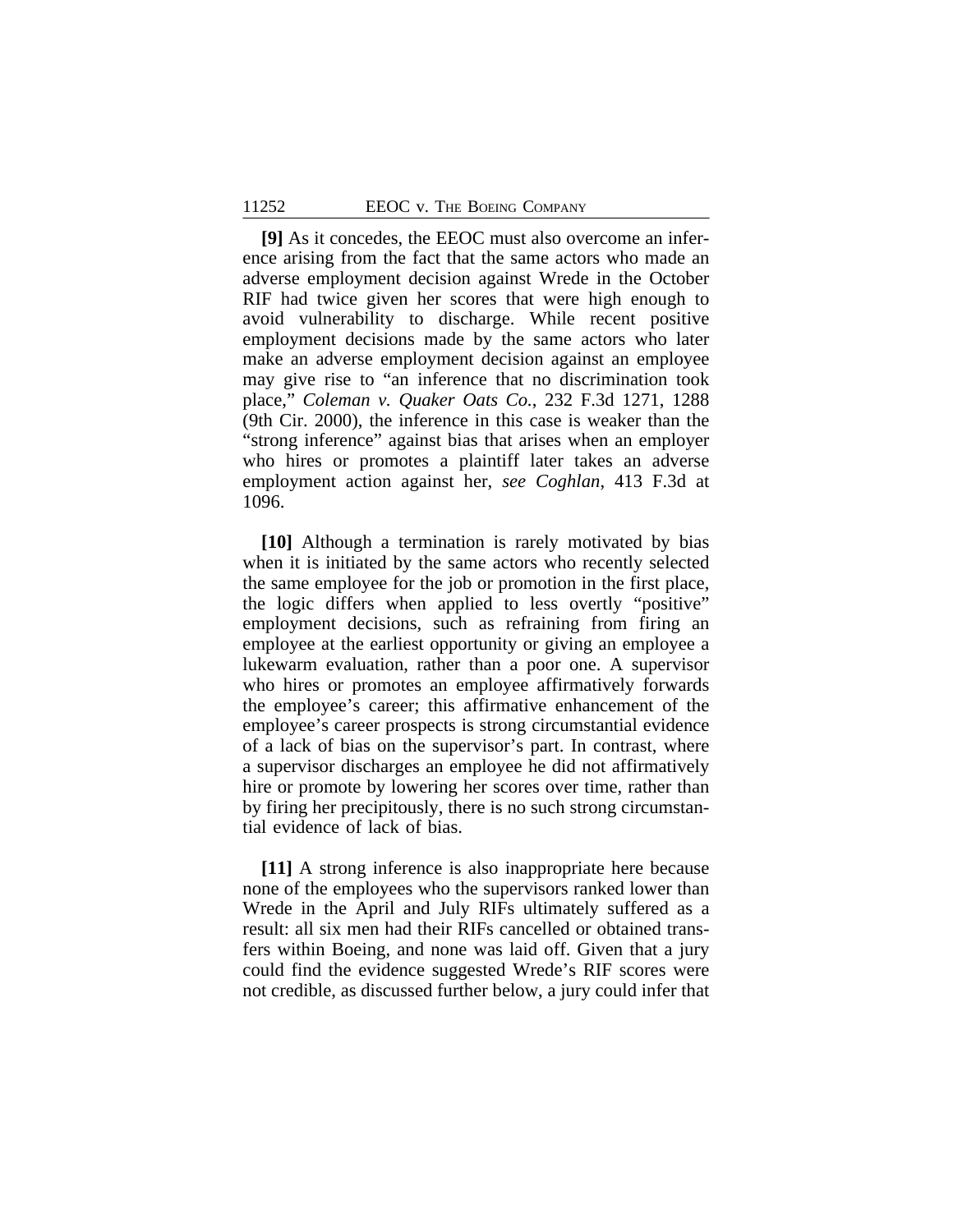**[9]** As it concedes, the EEOC must also overcome an inference arising from the fact that the same actors who made an adverse employment decision against Wrede in the October RIF had twice given her scores that were high enough to avoid vulnerability to discharge. While recent positive employment decisions made by the same actors who later make an adverse employment decision against an employee may give rise to "an inference that no discrimination took place," *Coleman v. Quaker Oats Co.*, 232 F.3d 1271, 1288 (9th Cir. 2000), the inference in this case is weaker than the "strong inference" against bias that arises when an employer who hires or promotes a plaintiff later takes an adverse employment action against her, *see Coghlan*, 413 F.3d at 1096.

**[10]** Although a termination is rarely motivated by bias when it is initiated by the same actors who recently selected the same employee for the job or promotion in the first place, the logic differs when applied to less overtly "positive" employment decisions, such as refraining from firing an employee at the earliest opportunity or giving an employee a lukewarm evaluation, rather than a poor one. A supervisor who hires or promotes an employee affirmatively forwards the employee's career; this affirmative enhancement of the employee's career prospects is strong circumstantial evidence of a lack of bias on the supervisor's part. In contrast, where a supervisor discharges an employee he did not affirmatively hire or promote by lowering her scores over time, rather than by firing her precipitously, there is no such strong circumstantial evidence of lack of bias.

**[11]** A strong inference is also inappropriate here because none of the employees who the supervisors ranked lower than Wrede in the April and July RIFs ultimately suffered as a result: all six men had their RIFs cancelled or obtained transfers within Boeing, and none was laid off. Given that a jury could find the evidence suggested Wrede's RIF scores were not credible, as discussed further below, a jury could infer that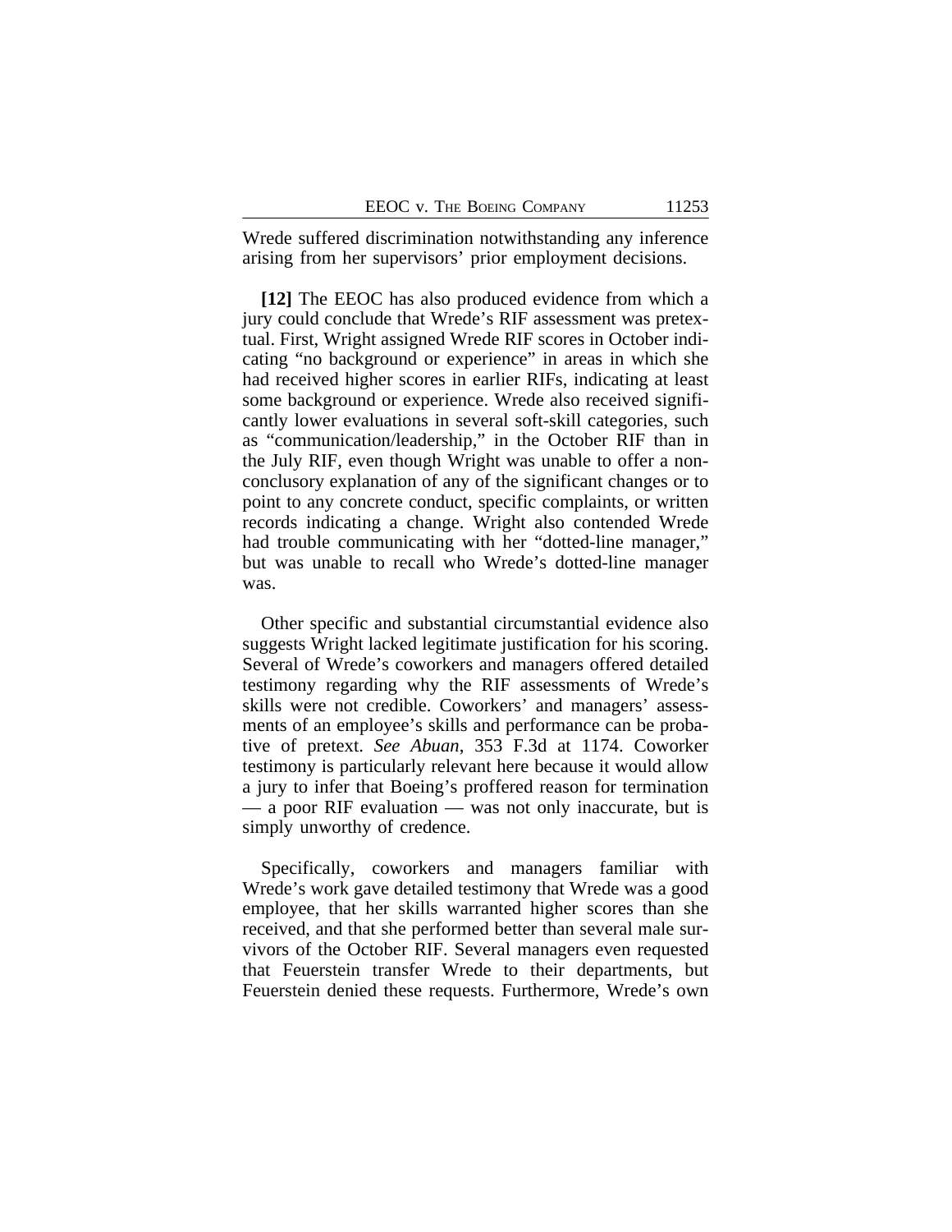Wrede suffered discrimination notwithstanding any inference arising from her supervisors' prior employment decisions.

**[12]** The EEOC has also produced evidence from which a jury could conclude that Wrede's RIF assessment was pretextual. First, Wright assigned Wrede RIF scores in October indicating "no background or experience" in areas in which she had received higher scores in earlier RIFs, indicating at least some background or experience. Wrede also received significantly lower evaluations in several soft-skill categories, such as "communication/leadership," in the October RIF than in the July RIF, even though Wright was unable to offer a non-conclusory explanation of any of the significant changes or to point to any concrete conduct, specific complaints, or written records indicating a change. Wright also contended Wrede had trouble communicating with her "dotted-line manager," but was unable to recall who Wrede's dotted-line manager was.

Other specific and substantial circumstantial evidence also suggests Wright lacked legitimate justification for his scoring. Several of Wrede's coworkers and managers offered detailed testimony regarding why the RIF assessments of Wrede's skills were not credible. Coworkers' and managers' assessments of an employee's skills and performance can be probative of pretext. *See Abuan*, 353 F.3d at 1174. Coworker testimony is particularly relevant here because it would allow a jury to infer that Boeing's proffered reason for termination — a poor RIF evaluation — was not only inaccurate, but is simply unworthy of credence.

Specifically, coworkers and managers familiar with Wrede's work gave detailed testimony that Wrede was a good employee, that her skills warranted higher scores than she received, and that she performed better than several male survivors of the October RIF. Several managers even requested that Feuerstein transfer Wrede to their departments, but Feuerstein denied these requests. Furthermore, Wrede's own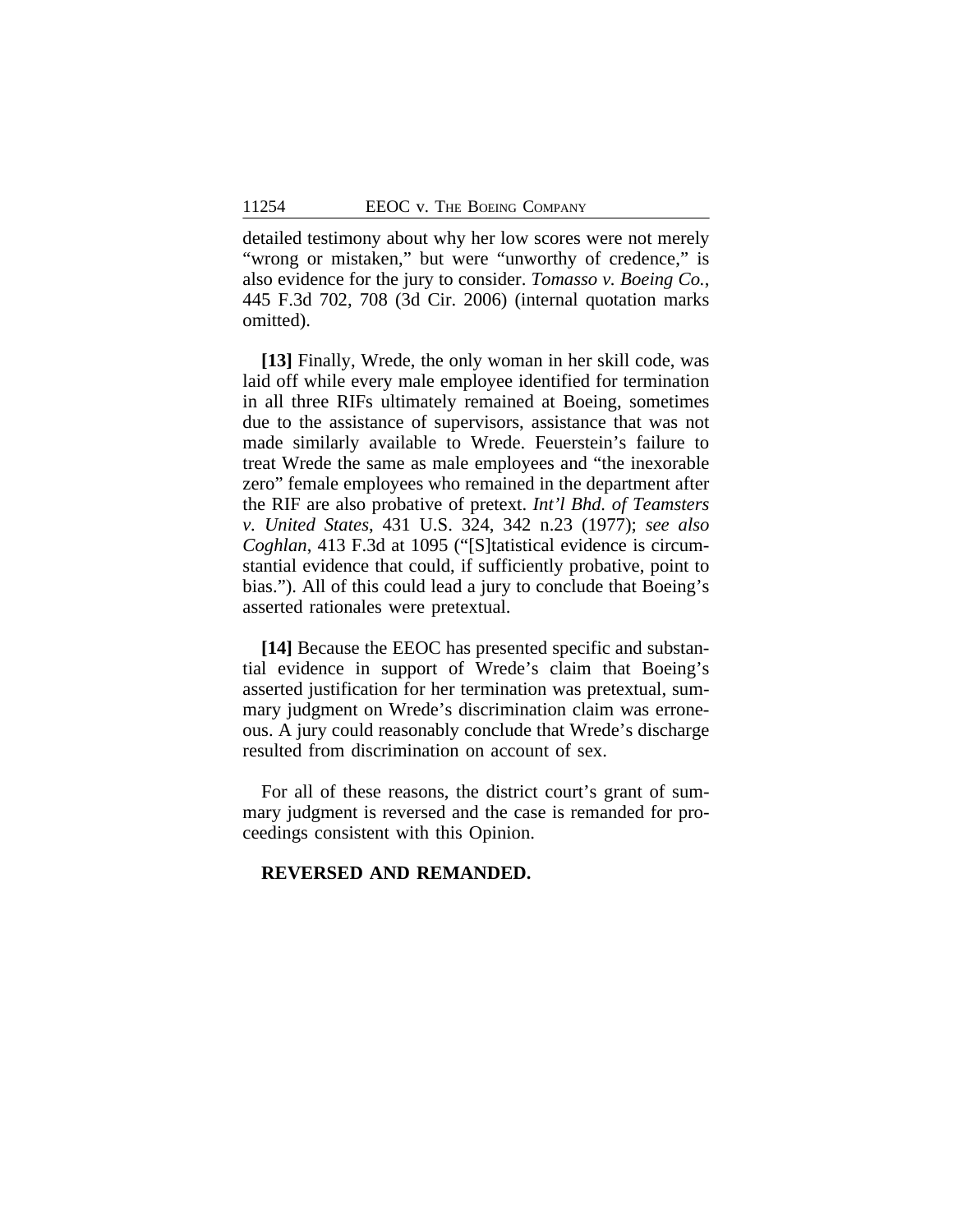detailed testimony about why her low scores were not merely "wrong or mistaken," but were "unworthy of credence," is also evidence for the jury to consider. *Tomasso v. Boeing Co.*, 445 F.3d 702, 708 (3d Cir. 2006) (internal quotation marks omitted).

**[13]** Finally, Wrede, the only woman in her skill code, was laid off while every male employee identified for termination in all three RIFs ultimately remained at Boeing, sometimes due to the assistance of supervisors, assistance that was not made similarly available to Wrede. Feuerstein's failure to treat Wrede the same as male employees and "the inexorable zero" female employees who remained in the department after the RIF are also probative of pretext. *Int'l Bhd. of Teamsters v. United States*, 431 U.S. 324, 342 n.23 (1977); *see also Coghlan*, 413 F.3d at 1095 ("[S]tatistical evidence is circumstantial evidence that could, if sufficiently probative, point to bias."). All of this could lead a jury to conclude that Boeing's asserted rationales were pretextual.

**[14]** Because the EEOC has presented specific and substantial evidence in support of Wrede's claim that Boeing's asserted justification for her termination was pretextual, summary judgment on Wrede's discrimination claim was erroneous. A jury could reasonably conclude that Wrede's discharge resulted from discrimination on account of sex.

For all of these reasons, the district court's grant of summary judgment is reversed and the case is remanded for proceedings consistent with this Opinion.

**REVERSED AND REMANDED.**